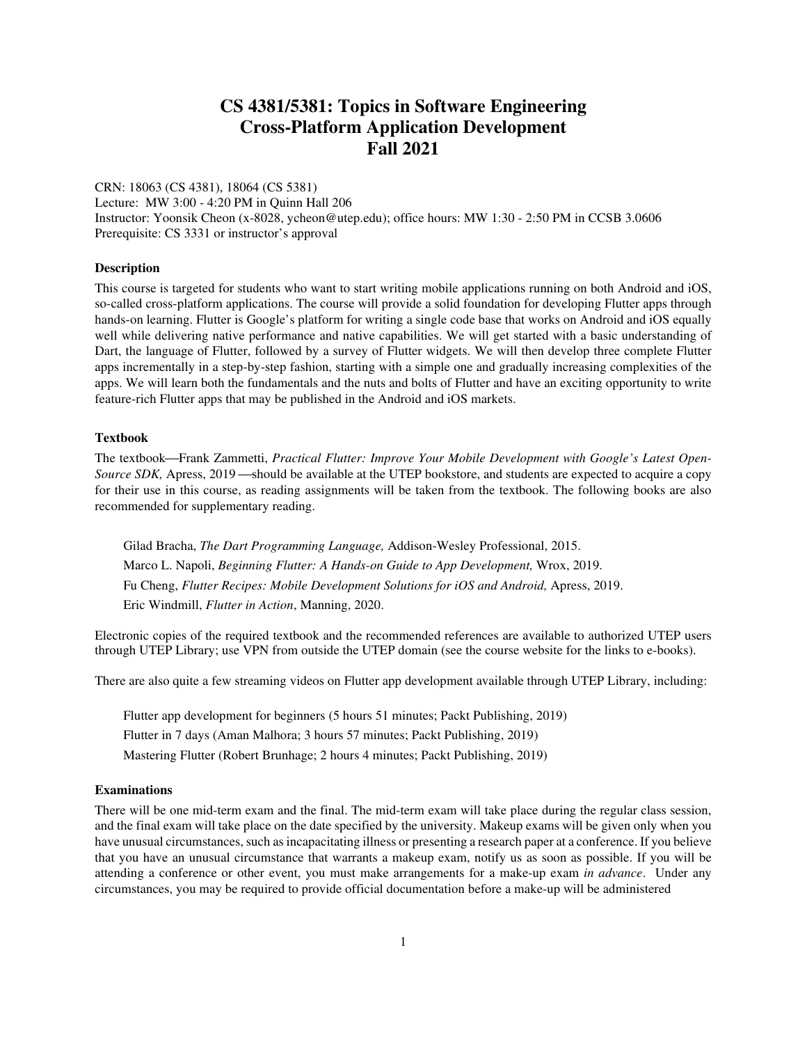# CS 4381/5381: Topics in Software Engineering
# Cross-Platform Application Development
# Fall 2021

CRN: 18063 (CS 4381), 18064 (CS 5381)
Lecture: MW 3:00 - 4:20 PM in Quinn Hall 206
Instructor: Yoonsik Cheon (x-8028, ycheon@utep.edu); office hours: MW 1:30 - 2:50 PM in CCSB 3.0606
Prerequisite: CS 3331 or instructor's approval

**Description**

This course is targeted for students who want to start writing mobile applications running on both Android and iOS, so-called cross-platform applications. The course will provide a solid foundation for developing Flutter apps through hands-on learning. Flutter is Google's platform for writing a single code base that works on Android and iOS equally well while delivering native performance and native capabilities. We will get started with a basic understanding of Dart, the language of Flutter, followed by a survey of Flutter widgets. We will then develop three complete Flutter apps incrementally in a step-by-step fashion, starting with a simple one and gradually increasing complexities of the apps. We will learn both the fundamentals and the nuts and bolts of Flutter and have an exciting opportunity to write feature-rich Flutter apps that may be published in the Android and iOS markets.

**Textbook**

The textbook—Frank Zammetti, *Practical Flutter: Improve Your Mobile Development with Google's Latest Open-Source SDK,* Apress, 2019 —should be available at the UTEP bookstore, and students are expected to acquire a copy for their use in this course, as reading assignments will be taken from the textbook. The following books are also recommended for supplementary reading.

> Gilad Bracha, *The Dart Programming Language,* Addison-Wesley Professional, 2015.
>
> Marco L. Napoli, *Beginning Flutter: A Hands-on Guide to App Development,* Wrox, 2019.
>
> Fu Cheng, *Flutter Recipes: Mobile Development Solutions for iOS and Android,* Apress, 2019.
>
> Eric Windmill, *Flutter in Action*, Manning, 2020.

Electronic copies of the required textbook and the recommended references are available to authorized UTEP users through UTEP Library; use VPN from outside the UTEP domain (see the course website for the links to e-books).

There are also quite a few streaming videos on Flutter app development available through UTEP Library, including:

> Flutter app development for beginners (5 hours 51 minutes; Packt Publishing, 2019)
>
> Flutter in 7 days (Aman Malhora; 3 hours 57 minutes; Packt Publishing, 2019)
>
> Mastering Flutter (Robert Brunhage; 2 hours 4 minutes; Packt Publishing, 2019)

**Examinations**

There will be one mid-term exam and the final. The mid-term exam will take place during the regular class session, and the final exam will take place on the date specified by the university. Makeup exams will be given only when you have unusual circumstances, such as incapacitating illness or presenting a research paper at a conference. If you believe that you have an unusual circumstance that warrants a makeup exam, notify us as soon as possible. If you will be attending a conference or other event, you must make arrangements for a make-up exam *in advance*. Under any circumstances, you may be required to provide official documentation before a make-up will be administered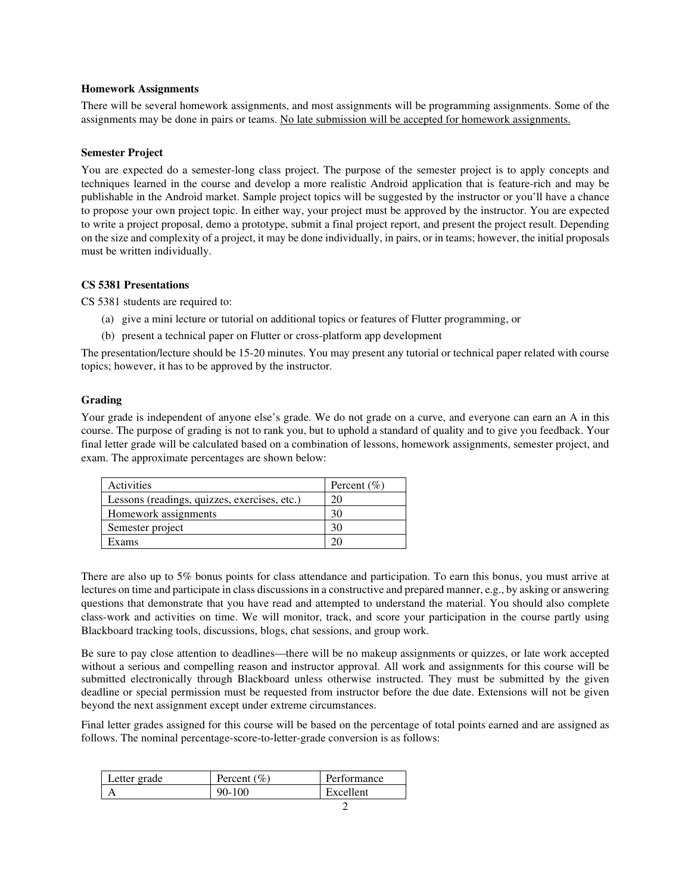### Homework Assignments

There will be several homework assignments, and most assignments will be programming assignments. Some of the assignments may be done in pairs or teams. <u>No late submission will be accepted for homework assignments.</u>

### Semester Project

You are expected do a semester-long class project. The purpose of the semester project is to apply concepts and techniques learned in the course and develop a more realistic Android application that is feature-rich and may be publishable in the Android market. Sample project topics will be suggested by the instructor or you'll have a chance to propose your own project topic. In either way, your project must be approved by the instructor. You are expected to write a project proposal, demo a prototype, submit a final project report, and present the project result. Depending on the size and complexity of a project, it may be done individually, in pairs, or in teams; however, the initial proposals must be written individually.

### CS 5381 Presentations

CS 5381 students are required to:

(a) give a mini lecture or tutorial on additional topics or features of Flutter programming, or

(b) present a technical paper on Flutter or cross-platform app development

The presentation/lecture should be 15-20 minutes. You may present any tutorial or technical paper related with course topics; however, it has to be approved by the instructor.

### Grading

Your grade is independent of anyone else's grade. We do not grade on a curve, and everyone can earn an A in this course. The purpose of grading is not to rank you, but to uphold a standard of quality and to give you feedback. Your final letter grade will be calculated based on a combination of lessons, homework assignments, semester project, and exam. The approximate percentages are shown below:

| Activities | Percent (%) |
|---|---|
| Lessons (readings, quizzes, exercises, etc.) | 20 |
| Homework assignments | 30 |
| Semester project | 30 |
| Exams | 20 |

There are also up to 5% bonus points for class attendance and participation. To earn this bonus, you must arrive at lectures on time and participate in class discussions in a constructive and prepared manner, e.g., by asking or answering questions that demonstrate that you have read and attempted to understand the material. You should also complete class-work and activities on time. We will monitor, track, and score your participation in the course partly using Blackboard tracking tools, discussions, blogs, chat sessions, and group work.

Be sure to pay close attention to deadlines—there will be no makeup assignments or quizzes, or late work accepted without a serious and compelling reason and instructor approval. All work and assignments for this course will be submitted electronically through Blackboard unless otherwise instructed. They must be submitted by the given deadline or special permission must be requested from instructor before the due date. Extensions will not be given beyond the next assignment except under extreme circumstances.

Final letter grades assigned for this course will be based on the percentage of total points earned and are assigned as follows. The nominal percentage-score-to-letter-grade conversion is as follows:

| Letter grade | Percent (%) | Performance |
|---|---|---|
| A | 90-100 | Excellent |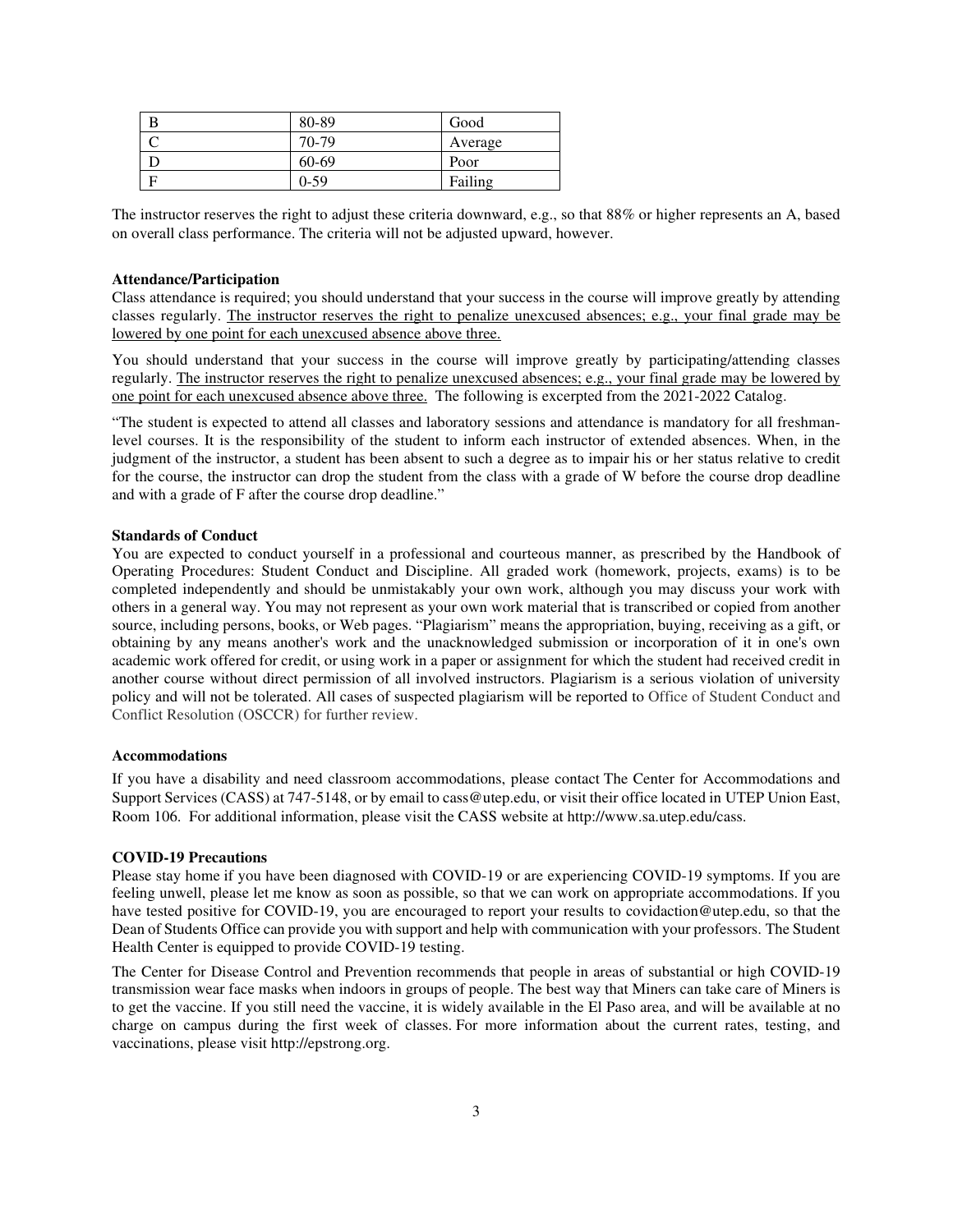| B | 80-89 | Good |
|---|---|---|
| C | 70-79 | Average |
| D | 60-69 | Poor |
| F | 0-59 | Failing |

The instructor reserves the right to adjust these criteria downward, e.g., so that 88% or higher represents an A, based on overall class performance. The criteria will not be adjusted upward, however.

**Attendance/Participation**

Class attendance is required; you should understand that your success in the course will improve greatly by attending classes regularly. The instructor reserves the right to penalize unexcused absences; e.g., your final grade may be lowered by one point for each unexcused absence above three.

You should understand that your success in the course will improve greatly by participating/attending classes regularly. The instructor reserves the right to penalize unexcused absences; e.g., your final grade may be lowered by one point for each unexcused absence above three. The following is excerpted from the 2021-2022 Catalog.

"The student is expected to attend all classes and laboratory sessions and attendance is mandatory for all freshman-level courses. It is the responsibility of the student to inform each instructor of extended absences. When, in the judgment of the instructor, a student has been absent to such a degree as to impair his or her status relative to credit for the course, the instructor can drop the student from the class with a grade of W before the course drop deadline and with a grade of F after the course drop deadline."

**Standards of Conduct**

You are expected to conduct yourself in a professional and courteous manner, as prescribed by the Handbook of Operating Procedures: Student Conduct and Discipline. All graded work (homework, projects, exams) is to be completed independently and should be unmistakably your own work, although you may discuss your work with others in a general way. You may not represent as your own work material that is transcribed or copied from another source, including persons, books, or Web pages. "Plagiarism" means the appropriation, buying, receiving as a gift, or obtaining by any means another's work and the unacknowledged submission or incorporation of it in one's own academic work offered for credit, or using work in a paper or assignment for which the student had received credit in another course without direct permission of all involved instructors. Plagiarism is a serious violation of university policy and will not be tolerated. All cases of suspected plagiarism will be reported to Office of Student Conduct and Conflict Resolution (OSCCR) for further review.

**Accommodations**

If you have a disability and need classroom accommodations, please contact The Center for Accommodations and Support Services (CASS) at 747-5148, or by email to cass@utep.edu, or visit their office located in UTEP Union East, Room 106. For additional information, please visit the CASS website at http://www.sa.utep.edu/cass.

**COVID-19 Precautions**

Please stay home if you have been diagnosed with COVID-19 or are experiencing COVID-19 symptoms. If you are feeling unwell, please let me know as soon as possible, so that we can work on appropriate accommodations. If you have tested positive for COVID-19, you are encouraged to report your results to covidaction@utep.edu, so that the Dean of Students Office can provide you with support and help with communication with your professors. The Student Health Center is equipped to provide COVID-19 testing.

The Center for Disease Control and Prevention recommends that people in areas of substantial or high COVID-19 transmission wear face masks when indoors in groups of people. The best way that Miners can take care of Miners is to get the vaccine. If you still need the vaccine, it is widely available in the El Paso area, and will be available at no charge on campus during the first week of classes. For more information about the current rates, testing, and vaccinations, please visit http://epstrong.org.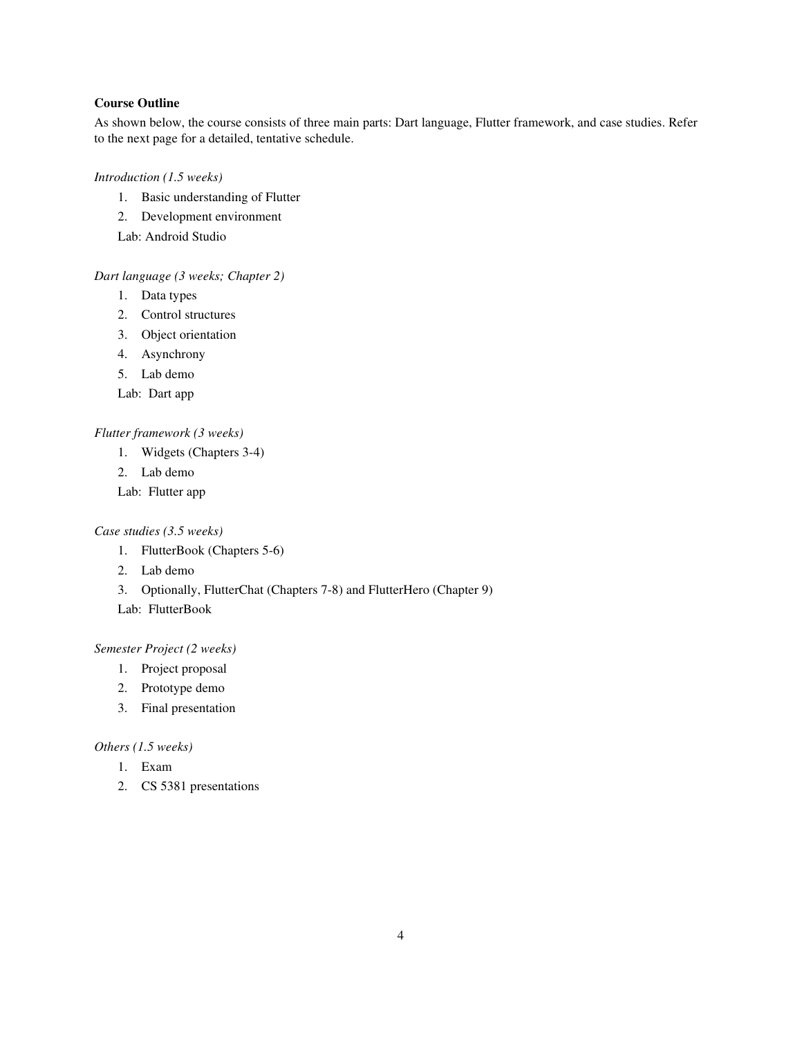**Course Outline**

As shown below, the course consists of three main parts: Dart language, Flutter framework, and case studies. Refer to the next page for a detailed, tentative schedule.

*Introduction (1.5 weeks)*

1. Basic understanding of Flutter
2. Development environment

Lab: Android Studio

*Dart language (3 weeks; Chapter 2)*

1. Data types
2. Control structures
3. Object orientation
4. Asynchrony
5. Lab demo

Lab: Dart app

*Flutter framework (3 weeks)*

1. Widgets (Chapters 3-4)
2. Lab demo

Lab: Flutter app

*Case studies (3.5 weeks)*

1. FlutterBook (Chapters 5-6)
2. Lab demo
3. Optionally, FlutterChat (Chapters 7-8) and FlutterHero (Chapter 9)

Lab: FlutterBook

*Semester Project (2 weeks)*

1. Project proposal
2. Prototype demo
3. Final presentation

*Others (1.5 weeks)*

1. Exam
2. CS 5381 presentations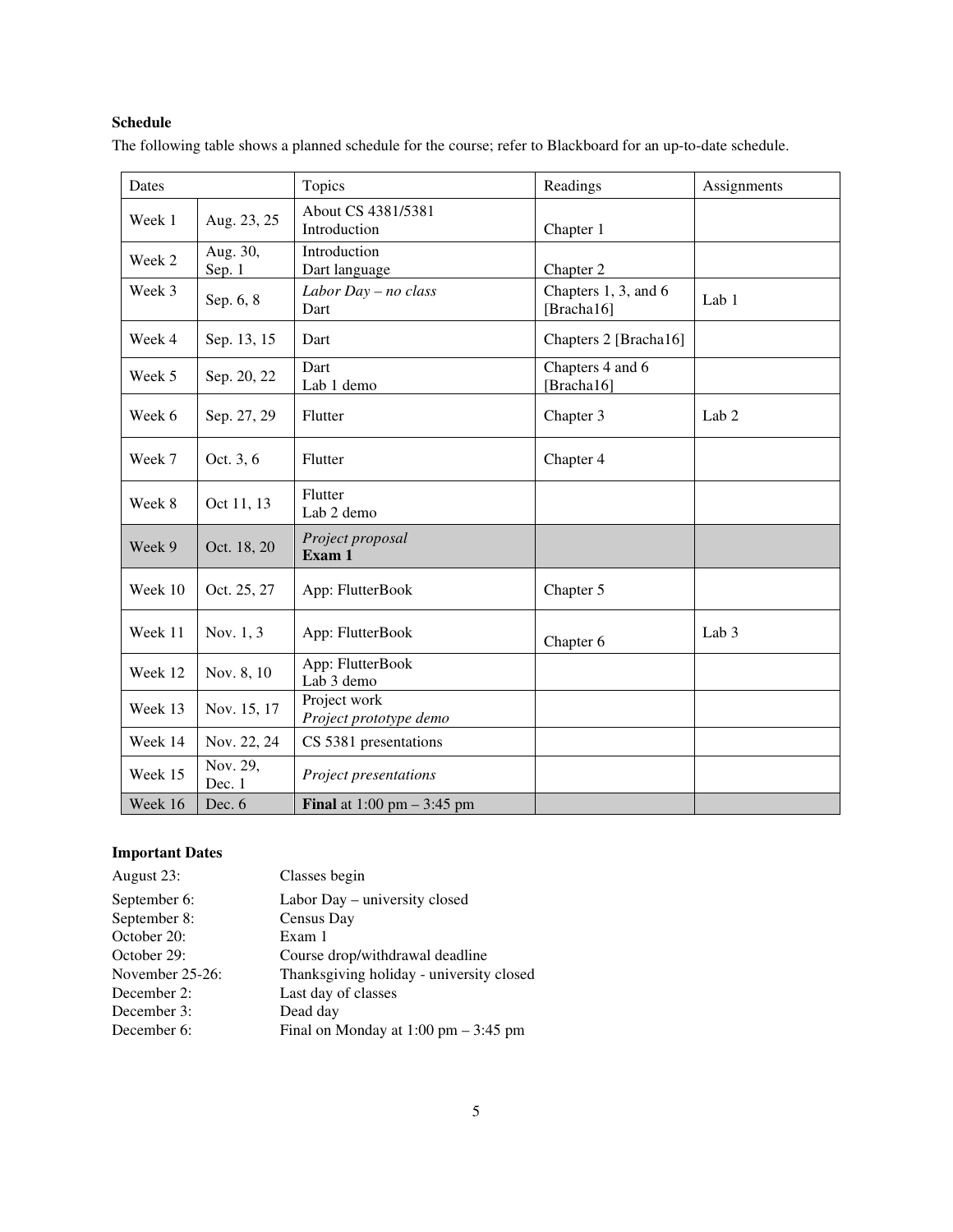**Schedule**

The following table shows a planned schedule for the course; refer to Blackboard for an up-to-date schedule.

| Dates | | Topics | Readings | Assignments |
|---|---|---|---|---|
| Week 1 | Aug. 23, 25 | About CS 4381/5381<br>Introduction | Chapter 1 | |
| Week 2 | Aug. 30, Sep. 1 | Introduction<br>Dart language | Chapter 2 | |
| Week 3 | Sep. 6, 8 | *Labor Day – no class*<br>Dart | Chapters 1, 3, and 6 [Bracha16] | Lab 1 |
| Week 4 | Sep. 13, 15 | Dart | Chapters 2 [Bracha16] | |
| Week 5 | Sep. 20, 22 | Dart<br>Lab 1 demo | Chapters 4 and 6 [Bracha16] | |
| Week 6 | Sep. 27, 29 | Flutter | Chapter 3 | Lab 2 |
| Week 7 | Oct. 3, 6 | Flutter | Chapter 4 | |
| Week 8 | Oct 11, 13 | Flutter<br>Lab 2 demo | | |
| Week 9 | Oct. 18, 20 | *Project proposal*<br>**Exam 1** | | |
| Week 10 | Oct. 25, 27 | App: FlutterBook | Chapter 5 | |
| Week 11 | Nov. 1, 3 | App: FlutterBook | Chapter 6 | Lab 3 |
| Week 12 | Nov. 8, 10 | App: FlutterBook<br>Lab 3 demo | | |
| Week 13 | Nov. 15, 17 | Project work<br>*Project prototype demo* | | |
| Week 14 | Nov. 22, 24 | CS 5381 presentations | | |
| Week 15 | Nov. 29, Dec. 1 | *Project presentations* | | |
| Week 16 | Dec. 6 | **Final** at 1:00 pm – 3:45 pm | | |

**Important Dates**

| | |
|---|---|
| August 23: | Classes begin |
| September 6: | Labor Day – university closed |
| September 8: | Census Day |
| October 20: | Exam 1 |
| October 29: | Course drop/withdrawal deadline |
| November 25-26: | Thanksgiving holiday - university closed |
| December 2: | Last day of classes |
| December 3: | Dead day |
| December 6: | Final on Monday at 1:00 pm – 3:45 pm |